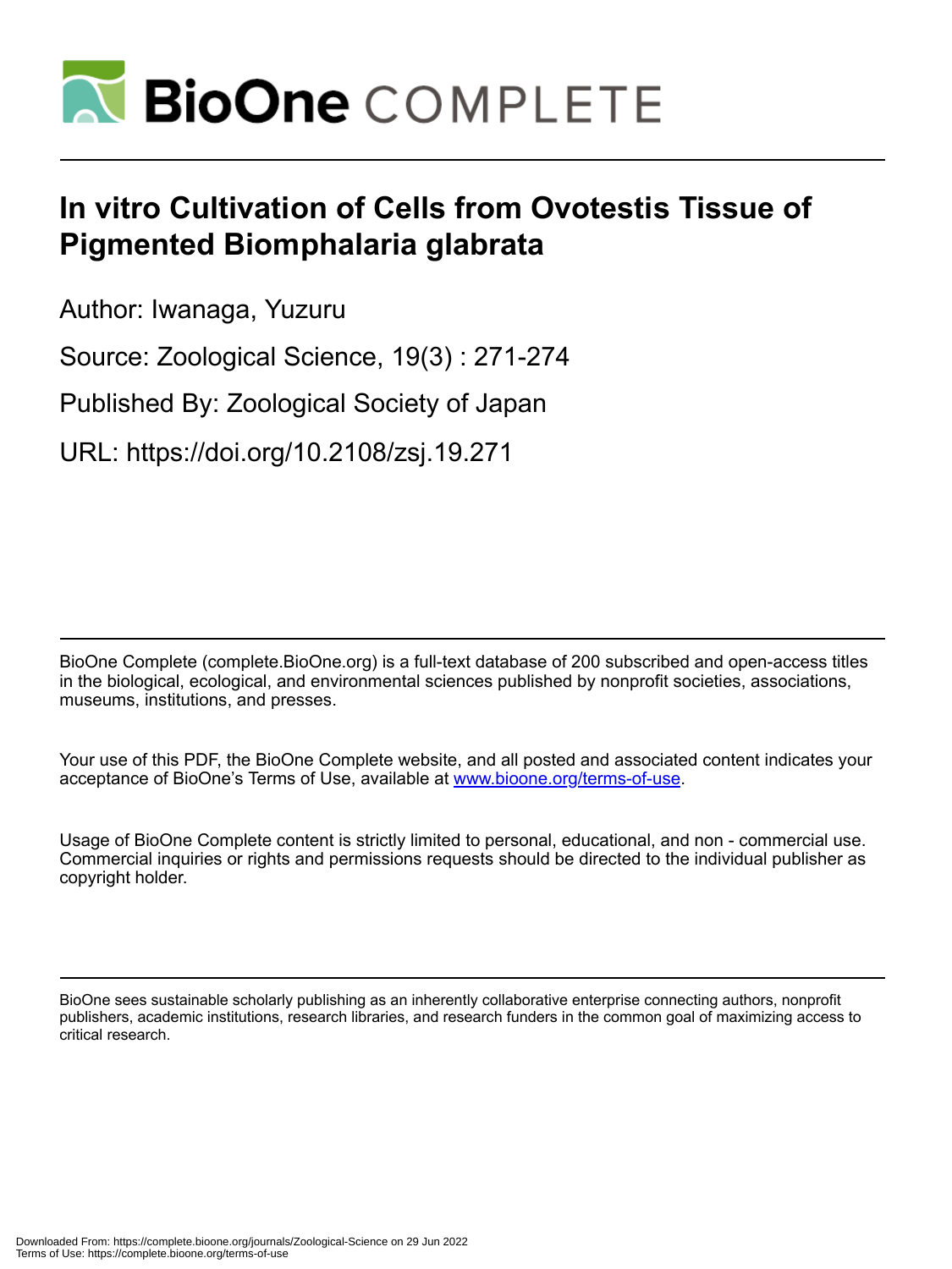# In vitro Cultivation of Cells from Ovotestis Tissue of Pigmented Biomphalaria glabrata

Author: Iwanaga, Yuzuru

Source: Zoological Science, 19(3) : 271-274

Published By: Zoological Society of Japan

URL: https://doi.org/10.2108/zsj.19.271

BioOne Complete (complete.BioOne.org) is a full-text database of 200 subscribed and open-access titles in the biological, ecological, and environmental sciences published by nonprofit societies, associations, museums, institutions, and presses.

Your use of this PDF, the BioOne Complete website, and all posted and associated content indicates your acceptance of BioOne's Terms of Use, available at www.bioone.org/terms-of-use.

Usage of BioOne Complete content is strictly limited to personal, educational, and non - commercial use. Commercial inquiries or rights and permissions requests should be directed to the individual publisher as copyright holder.

BioOne sees sustainable scholarly publishing as an inherently collaborative enterprise connecting authors, nonprofit publishers, academic institutions, research libraries, and research funders in the common goal of maximizing access to critical research.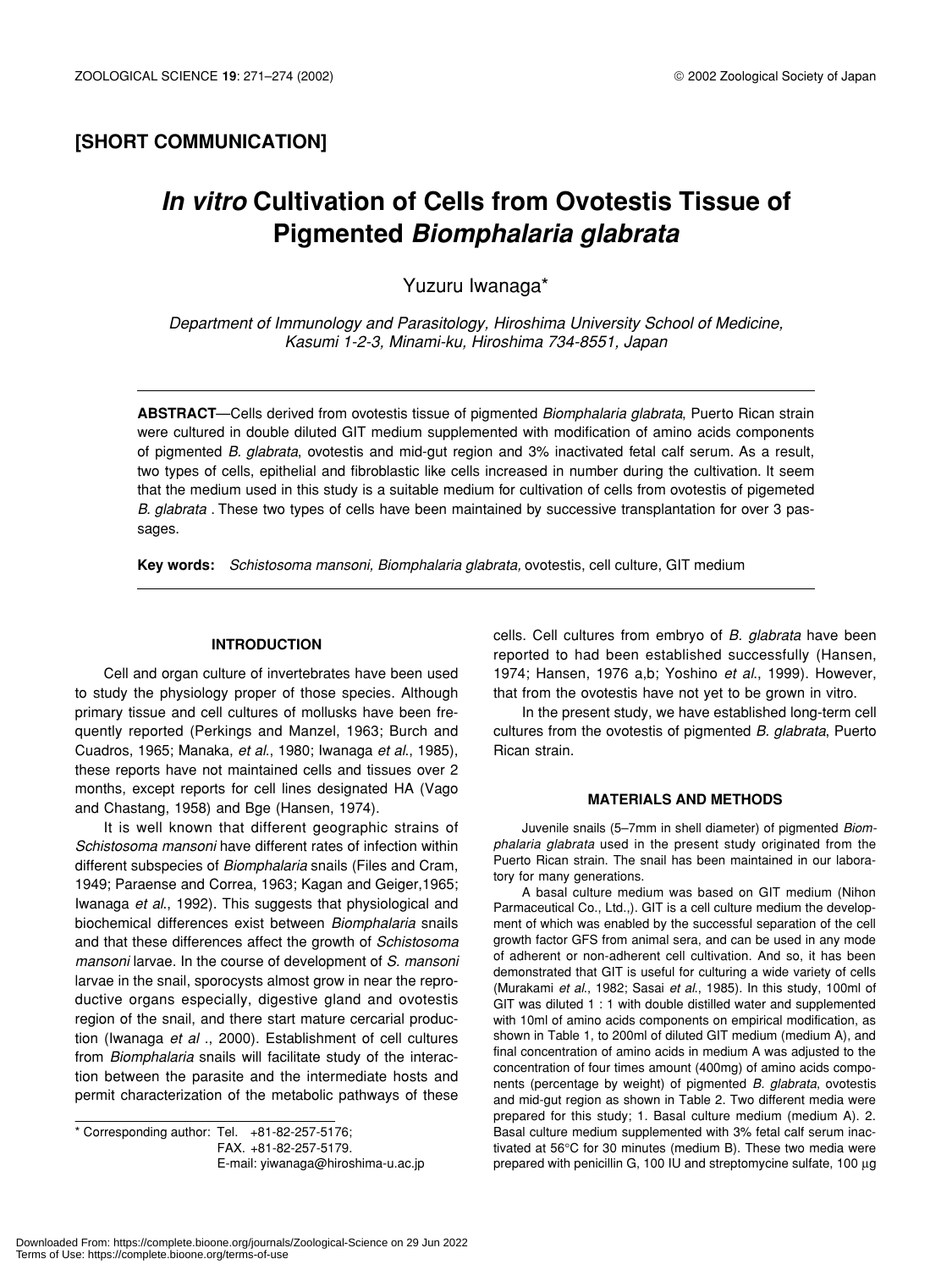## [SHORT COMMUNICATION]

# *In vitro* Cultivation of Cells from Ovotestis Tissue of Pigmented *Biomphalaria glabrata*

Yuzuru Iwanaga*

*Department of Immunology and Parasitology, Hiroshima University School of Medicine, Kasumi 1-2-3, Minami-ku, Hiroshima 734-8551, Japan*

**ABSTRACT**—Cells derived from ovotestis tissue of pigmented *Biomphalaria glabrata*, Puerto Rican strain were cultured in double diluted GIT medium supplemented with modification of amino acids components of pigmented *B. glabrata*, ovotestis and mid-gut region and 3% inactivated fetal calf serum. As a result, two types of cells, epithelial and fibroblastic like cells increased in number during the cultivation. It seem that the medium used in this study is a suitable medium for cultivation of cells from ovotestis of pigemeted *B. glabrata* . These two types of cells have been maintained by successive transplantation for over 3 passages.

**Key words:** *Schistosoma mansoni, Biomphalaria glabrata,* ovotestis, cell culture, GIT medium

## INTRODUCTION

Cell and organ culture of invertebrates have been used to study the physiology proper of those species. Although primary tissue and cell cultures of mollusks have been frequently reported (Perkings and Manzel, 1963; Burch and Cuadros, 1965; Manaka, *et al*., 1980; Iwanaga *et al*., 1985), these reports have not maintained cells and tissues over 2 months, except reports for cell lines designated HA (Vago and Chastang, 1958) and Bge (Hansen, 1974).

It is well known that different geographic strains of *Schistosoma mansoni* have different rates of infection within different subspecies of *Biomphalaria* snails (Files and Cram, 1949; Paraense and Correa, 1963; Kagan and Geiger,1965; Iwanaga *et al*., 1992). This suggests that physiological and biochemical differences exist between *Biomphalaria* snails and that these differences affect the growth of *Schistosoma mansoni* larvae. In the course of development of *S. mansoni* larvae in the snail, sporocysts almost grow in near the reproductive organs especially, digestive gland and ovotestis region of the snail, and there start mature cercarial production (Iwanaga *et al* ., 2000). Establishment of cell cultures from *Biomphalaria* snails will facilitate study of the interaction between the parasite and the intermediate hosts and permit characterization of the metabolic pathways of these cells. Cell cultures from embryo of *B. glabrata* have been reported to had been established successfully (Hansen, 1974; Hansen, 1976 a,b; Yoshino *et al*., 1999). However, that from the ovotestis have not yet to be grown in vitro.

In the present study, we have established long-term cell cultures from the ovotestis of pigmented *B. glabrata*, Puerto Rican strain.

## MATERIALS AND METHODS

Juvenile snails (5–7mm in shell diameter) of pigmented *Biomphalaria glabrata* used in the present study originated from the Puerto Rican strain. The snail has been maintained in our laboratory for many generations.

A basal culture medium was based on GIT medium (Nihon Parmaceutical Co., Ltd.,). GIT is a cell culture medium the development of which was enabled by the successful separation of the cell growth factor GFS from animal sera, and can be used in any mode of adherent or non-adherent cell cultivation. And so, it has been demonstrated that GIT is useful for culturing a wide variety of cells (Murakami *et al*., 1982; Sasai *et al*., 1985). In this study, 100ml of GIT was diluted 1 : 1 with double distilled water and supplemented with 10ml of amino acids components on empirical modification, as shown in Table 1, to 200ml of diluted GIT medium (medium A), and final concentration of amino acids in medium A was adjusted to the concentration of four times amount (400mg) of amino acids components (percentage by weight) of pigmented *B. glabrata*, ovotestis and mid-gut region as shown in Table 2. Two different media were prepared for this study; 1. Basal culture medium (medium A). 2. Basal culture medium supplemented with 3% fetal calf serum inactivated at 56°C for 30 minutes (medium B). These two media were prepared with penicillin G, 100 IU and streptomycine sulfate, 100 µg

\* Corresponding author: Tel. +81-82-257-5176;
FAX. +81-82-257-5179.
E-mail: yiwanaga@hiroshima-u.ac.jp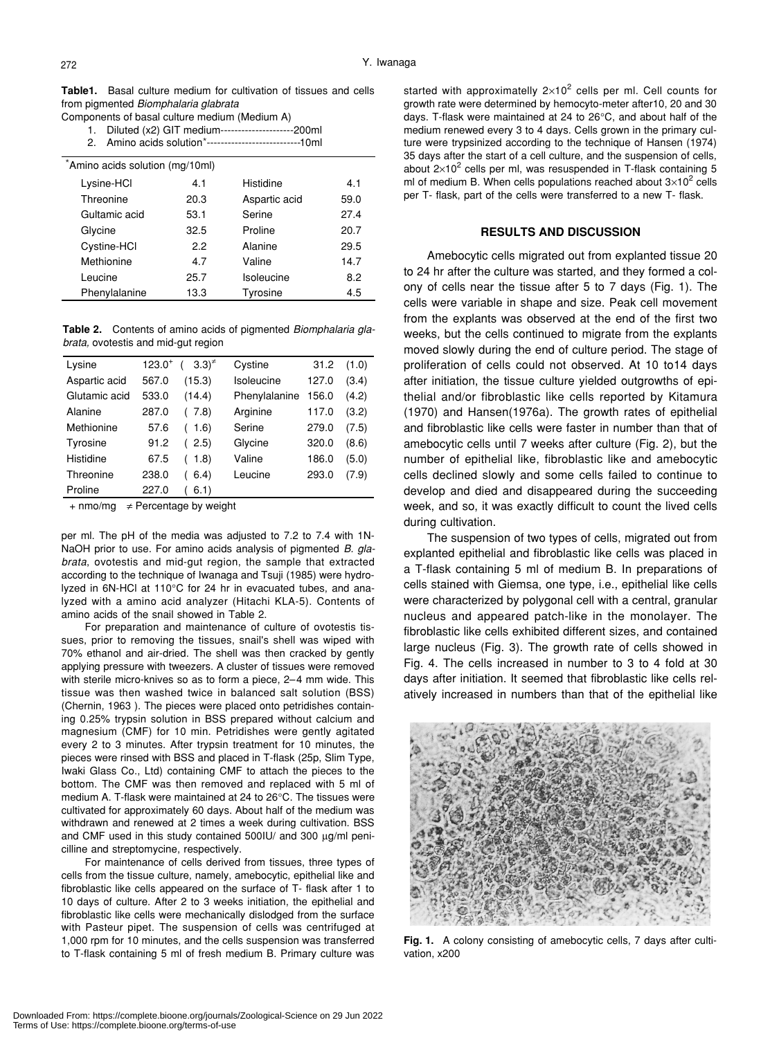**Table1.** Basal culture medium for cultivation of tissues and cells from pigmented *Biomphalaria glabrata*

Components of basal culture medium (Medium A)

1. Diluted (x2) GIT medium--------------------200ml
2. Amino acids solution*---------------------------10ml

| *Amino acids solution (mg/10ml) | | | |
|---|---|---|---|
| Lysine-HCl | 4.1 | Histidine | 4.1 |
| Threonine | 20.3 | Aspartic acid | 59.0 |
| Gultamic acid | 53.1 | Serine | 27.4 |
| Glycine | 32.5 | Proline | 20.7 |
| Cystine-HCl | 2.2 | Alanine | 29.5 |
| Methionine | 4.7 | Valine | 14.7 |
| Leucine | 25.7 | Isoleucine | 8.2 |
| Phenylalanine | 13.3 | Tyrosine | 4.5 |

**Table 2.** Contents of amino acids of pigmented *Biomphalaria glabrata,* ovotestis and mid-gut region

| | | | | | |
|---|---|---|---|---|---|
| Lysine | 123.0+ | (3.3)≠ | Cystine | 31.2 | (1.0) |
| Aspartic acid | 567.0 | (15.3) | Isoleucine | 127.0 | (3.4) |
| Glutamic acid | 533.0 | (14.4) | Phenylalanine | 156.0 | (4.2) |
| Alanine | 287.0 | (7.8) | Arginine | 117.0 | (3.2) |
| Methionine | 57.6 | (1.6) | Serine | 279.0 | (7.5) |
| Tyrosine | 91.2 | (2.5) | Glycine | 320.0 | (8.6) |
| Histidine | 67.5 | (1.8) | Valine | 186.0 | (5.0) |
| Threonine | 238.0 | (6.4) | Leucine | 293.0 | (7.9) |
| Proline | 227.0 | (6.1) | | | |

+ nmo/mg ≠ Percentage by weight

per ml. The pH of the media was adjusted to 7.2 to 7.4 with 1N-NaOH prior to use. For amino acids analysis of pigmented *B. glabrata*, ovotestis and mid-gut region, the sample that extracted according to the technique of Iwanaga and Tsuji (1985) were hydrolyzed in 6N-HCl at 110°C for 24 hr in evacuated tubes, and analyzed with a amino acid analyzer (Hitachi KLA-5). Contents of amino acids of the snail showed in Table 2.

For preparation and maintenance of culture of ovotestis tissues, prior to removing the tissues, snail's shell was wiped with 70% ethanol and air-dried. The shell was then cracked by gently applying pressure with tweezers. A cluster of tissues were removed with sterile micro-knives so as to form a piece, 2–4 mm wide. This tissue was then washed twice in balanced salt solution (BSS) (Chernin, 1963 ). The pieces were placed onto petridishes containing 0.25% trypsin solution in BSS prepared without calcium and magnesium (CMF) for 10 min. Petridishes were gently agitated every 2 to 3 minutes. After trypsin treatment for 10 minutes, the pieces were rinsed with BSS and placed in T-flask (25p, Slim Type, Iwaki Glass Co., Ltd) containing CMF to attach the pieces to the bottom. The CMF was then removed and replaced with 5 ml of medium A. T-flask were maintained at 24 to 26°C. The tissues were cultivated for approximately 60 days. About half of the medium was withdrawn and renewed at 2 times a week during cultivation. BSS and CMF used in this study contained 500IU/ and 300 μg/ml penicilline and streptomycine, respectively.

For maintenance of cells derived from tissues, three types of cells from the tissue culture, namely, amebocytic, epithelial like and fibroblastic like cells appeared on the surface of T- flask after 1 to 10 days of culture. After 2 to 3 weeks initiation, the epithelial and fibroblastic like cells were mechanically dislodged from the surface with Pasteur pipet. The suspension of cells was centrifuged at 1,000 rpm for 10 minutes, and the cells suspension was transferred to T-flask containing 5 ml of fresh medium B. Primary culture was started with approximatelly $2{\times}10^2$ cells per ml. Cell counts for growth rate were determined by hemocyto-meter after10, 20 and 30 days. T-flask were maintained at 24 to 26°C, and about half of the medium renewed every 3 to 4 days. Cells grown in the primary culture were trypsinized according to the technique of Hansen (1974) 35 days after the start of a cell culture, and the suspension of cells, about $2{\times}10^2$ cells per ml, was resuspended in T-flask containing 5 ml of medium B. When cells populations reached about $3{\times}10^2$ cells per T- flask, part of the cells were transferred to a new T- flask.

## RESULTS AND DISCUSSION

Amebocytic cells migrated out from explanted tissue 20 to 24 hr after the culture was started, and they formed a colony of cells near the tissue after 5 to 7 days (Fig. 1). The cells were variable in shape and size. Peak cell movement from the explants was observed at the end of the first two weeks, but the cells continued to migrate from the explants moved slowly during the end of culture period. The stage of proliferation of cells could not observed. At 10 to14 days after initiation, the tissue culture yielded outgrowths of epithelial and/or fibroblastic like cells reported by Kitamura (1970) and Hansen(1976a). The growth rates of epithelial and fibroblastic like cells were faster in number than that of amebocytic cells until 7 weeks after culture (Fig. 2), but the number of epithelial like, fibroblastic like and amebocytic cells declined slowly and some cells failed to continue to develop and died and disappeared during the succeeding week, and so, it was exactly difficult to count the lived cells during cultivation.

The suspension of two types of cells, migrated out from explanted epithelial and fibroblastic like cells was placed in a T-flask containing 5 ml of medium B. In preparations of cells stained with Giemsa, one type, i.e., epithelial like cells were characterized by polygonal cell with a central, granular nucleus and appeared patch-like in the monolayer. The fibroblastic like cells exhibited different sizes, and contained large nucleus (Fig. 3). The growth rate of cells showed in Fig. 4. The cells increased in number to 3 to 4 fold at 30 days after initiation. It seemed that fibroblastic like cells relatively increased in numbers than that of the epithelial like

**Fig. 1.** A colony consisting of amebocytic cells, 7 days after cultivation, x200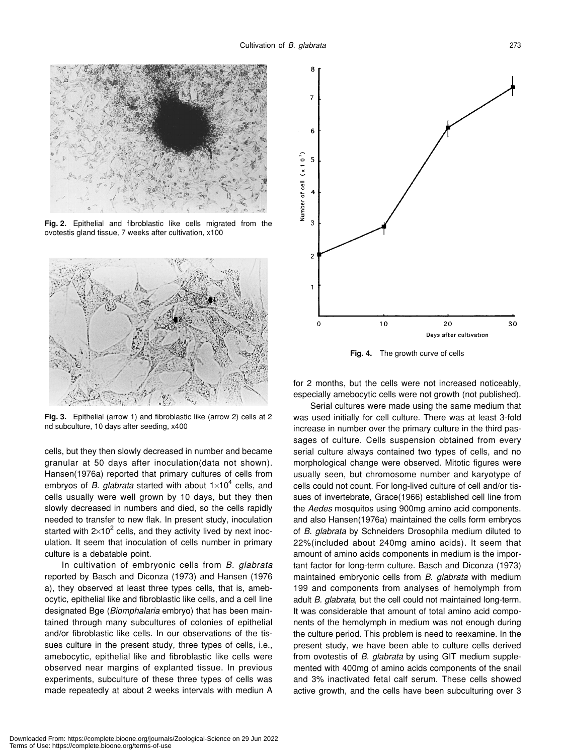**Fig. 2.** Epithelial and fibroblastic like cells migrated from the ovotestis gland tissue, 7 weeks after cultivation, x100

**Fig. 3.** Epithelial (arrow 1) and fibroblastic like (arrow 2) cells at 2 nd subculture, 10 days after seeding, x400

cells, but they then slowly decreased in number and became granular at 50 days after inoculation(data not shown). Hansen(1976a) reported that primary cultures of cells from embryos of *B. glabrata* started with about $1\times10^4$ cells, and cells usually were well grown by 10 days, but they then slowly decreased in numbers and died, so the cells rapidly needed to transfer to new flak. In present study, inoculation started with $2\times10^2$ cells, and they activity lived by next inoculation. It seem that inoculation of cells number in primary culture is a debatable point.

In cultivation of embryonic cells from *B. glabrata* reported by Basch and Diconza (1973) and Hansen (1976 a), they observed at least three types cells, that is, amebocytic, epithelial like and fibroblastic like cells, and a cell line designated Bge (*Biomphalaria* embryo) that has been maintained through many subcultures of colonies of epithelial and/or fibroblastic like cells. In our observations of the tissues culture in the present study, three types of cells, i.e., amebocytic, epithelial like and fibroblastic like cells were observed near margins of explanted tissue. In previous experiments, subculture of these three types of cells was made repeatedly at about 2 weeks intervals with mediun A

Number of cell ($\times10^2$)

Days after cultivation

0 10 20 30

1 2 3 4 5 6 7 8

**Fig. 4.** The growth curve of cells

for 2 months, but the cells were not increased noticeably, especially amebocytic cells were not growth (not published).

Serial cultures were made using the same medium that was used initially for cell culture. There was at least 3-fold increase in number over the primary culture in the third passages of culture. Cells suspension obtained from every serial culture always contained two types of cells, and no morphological change were observed. Mitotic figures were usually seen, but chromosome number and karyotype of cells could not count. For long-lived culture of cell and/or tissues of invertebrate, Grace(1966) established cell line from the *Aedes* mosquitos using 900mg amino acid components. and also Hansen(1976a) maintained the cells form embryos of *B. glabrata* by Schneiders Drosophila medium diluted to 22%(included about 240mg amino acids). It seem that amount of amino acids components in medium is the important factor for long-term culture. Basch and Diconza (1973) maintained embryonic cells from *B. glabrata* with medium 199 and components from analyses of hemolymph from adult *B. glabrata*, but the cell could not maintained long-term. It was considerable that amount of total amino acid components of the hemolymph in medium was not enough during the culture period. This problem is need to reexamine. In the present study, we have been able to culture cells derived from ovotestis of *B. glabrata* by using GIT medium supplemented with 400mg of amino acids components of the snail and 3% inactivated fetal calf serum. These cells showed active growth, and the cells have been subculturing over 3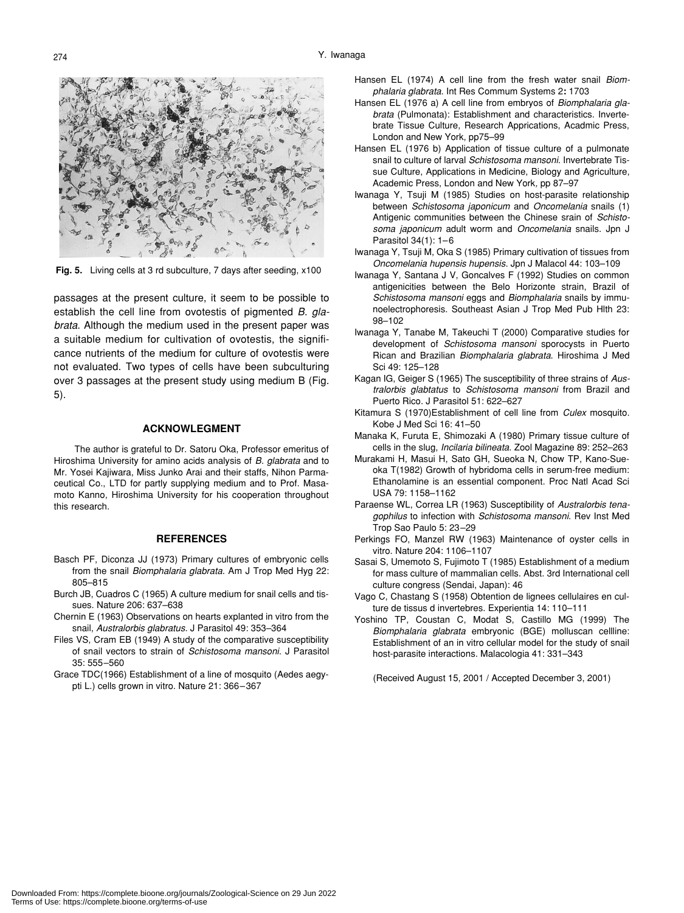**Fig. 5.** Living cells at 3 rd subculture, 7 days after seeding, x100

passages at the present culture, it seem to be possible to establish the cell line from ovotestis of pigmented *B. glabrata*. Although the medium used in the present paper was a suitable medium for cultivation of ovotestis, the significance nutrients of the medium for culture of ovotestis were not evaluated. Two types of cells have been subculturing over 3 passages at the present study using medium B (Fig. 5).

## ACKNOWLEGMENT

The author is grateful to Dr. Satoru Oka, Professor emeritus of Hiroshima University for amino acids analysis of *B. glabrata* and to Mr. Yosei Kajiwara, Miss Junko Arai and their staffs, Nihon Parmaceutical Co., LTD for partly supplying medium and to Prof. Masamoto Kanno, Hiroshima University for his cooperation throughout this research.

## REFERENCES

Basch PF, Diconza JJ (1973) Primary cultures of embryonic cells from the snail *Biomphalaria glabrata*. Am J Trop Med Hyg 22: 805–815

Burch JB, Cuadros C (1965) A culture medium for snail cells and tissues. Nature 206: 637–638

Chernin E (1963) Observations on hearts explanted in vitro from the snail, *Australorbis glabratus*. J Parasitol 49: 353–364

Files VS, Cram EB (1949) A study of the comparative susceptibility of snail vectors to strain of *Schistosoma mansoni*. J Parasitol 35: 555–560

Grace TDC(1966) Establishment of a line of mosquito (Aedes aegypti L.) cells grown in vitro. Nature 21: 366–367

Hansen EL (1974) A cell line from the fresh water snail *Biomphalaria glabrata*. Int Res Commum Systems 2**:** 1703

Hansen EL (1976 a) A cell line from embryos of *Biomphalaria glabrata* (Pulmonata): Establishment and characteristics. Invertebrate Tissue Culture, Research Apprications, Acadmic Press, London and New York, pp75–99

Hansen EL (1976 b) Application of tissue culture of a pulmonate snail to culture of larval *Schistosoma mansoni*. Invertebrate Tissue Culture, Applications in Medicine, Biology and Agriculture, Academic Press, London and New York, pp 87–97

Iwanaga Y, Tsuji M (1985) Studies on host-parasite relationship between *Schistosoma japonicum* and *Oncomelania* snails (1) Antigenic communities between the Chinese srain of *Schistosoma japonicum* adult worm and *Oncomelania* snails. Jpn J Parasitol 34(1): 1–6

Iwanaga Y, Tsuji M, Oka S (1985) Primary cultivation of tissues from *Oncomelania hupensis hupensis*. Jpn J Malacol 44: 103–109

Iwanaga Y, Santana J V, Goncalves F (1992) Studies on common antigenicities between the Belo Horizonte strain, Brazil of *Schistosoma mansoni* eggs and *Biomphalaria* snails by immunoelectrophoresis. Southeast Asian J Trop Med Pub Hlth 23: 98–102

Iwanaga Y, Tanabe M, Takeuchi T (2000) Comparative studies for development of *Schistosoma mansoni* sporocysts in Puerto Rican and Brazilian *Biomphalaria glabrata*. Hiroshima J Med Sci 49: 125–128

Kagan IG, Geiger S (1965) The susceptibility of three strains of *Australorbis glabtatus* to *Schistosoma mansoni* from Brazil and Puerto Rico. J Parasitol 51: 622–627

Kitamura S (1970)Establishment of cell line from *Culex* mosquito. Kobe J Med Sci 16: 41–50

Manaka K, Furuta E, Shimozaki A (1980) Primary tissue culture of cells in the slug, *Incilaria bilineata*. Zool Magazine 89: 252–263

Murakami H, Masui H, Sato GH, Sueoka N, Chow TP, Kano-Sueoka T(1982) Growth of hybridoma cells in serum-free medium: Ethanolamine is an essential component. Proc Natl Acad Sci USA 79: 1158–1162

Paraense WL, Correa LR (1963) Susceptibility of *Australorbis tenagophilus* to infection with *Schistosoma mansoni*. Rev Inst Med Trop Sao Paulo 5: 23–29

Perkings FO, Manzel RW (1963) Maintenance of oyster cells in vitro. Nature 204: 1106–1107

Sasai S, Umemoto S, Fujimoto T (1985) Establishment of a medium for mass culture of mammalian cells. Abst. 3rd International cell culture congress (Sendai, Japan): 46

Vago C, Chastang S (1958) Obtention de lignees cellulaires en culture de tissus d invertebres. Experientia 14: 110–111

Yoshino TP, Coustan C, Modat S, Castillo MG (1999) The *Biomphalaria glabrata* embryonic (BGE) molluscan cellline: Establishment of an in vitro cellular model for the study of snail host-parasite interactions. Malacologia 41: 331–343

(Received August 15, 2001 / Accepted December 3, 2001)